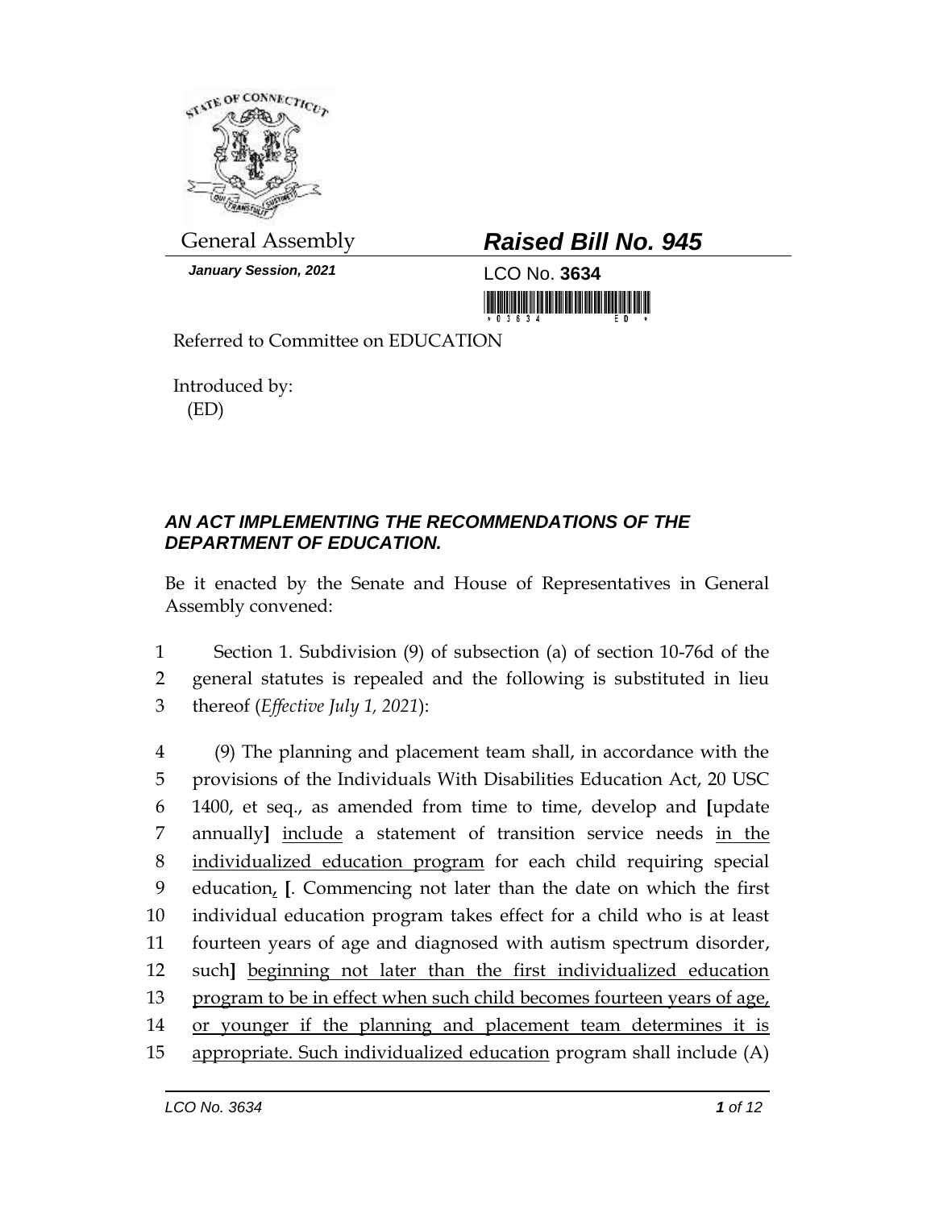General Assembly

# Raised Bill No. 945

*January Session, 2021*

LCO No. **3634**

Referred to Committee on EDUCATION

Introduced by:
(ED)

## *AN ACT IMPLEMENTING THE RECOMMENDATIONS OF THE DEPARTMENT OF EDUCATION.*

Be it enacted by the Senate and House of Representatives in General Assembly convened:

1 Section 1. Subdivision (9) of subsection (a) of section 10-76d of the
2 general statutes is repealed and the following is substituted in lieu
3 thereof (*Effective July 1, 2021*):

4 (9) The planning and placement team shall, in accordance with the
5 provisions of the Individuals With Disabilities Education Act, 20 USC
6 1400, et seq., as amended from time to time, develop and **[**update
7 annually**]** <u>include</u> a statement of transition service needs <u>in the</u>
8 <u>individualized education program</u> for each child requiring special
9 education<u>,</u> **[**. Commencing not later than the date on which the first
10 individual education program takes effect for a child who is at least
11 fourteen years of age and diagnosed with autism spectrum disorder,
12 such**]** <u>beginning not later than the first individualized education</u>
13 <u>program to be in effect when such child becomes fourteen years of age,</u>
14 <u>or younger if the planning and placement team determines it is</u>
15 <u>appropriate. Such individualized education</u> program shall include (A)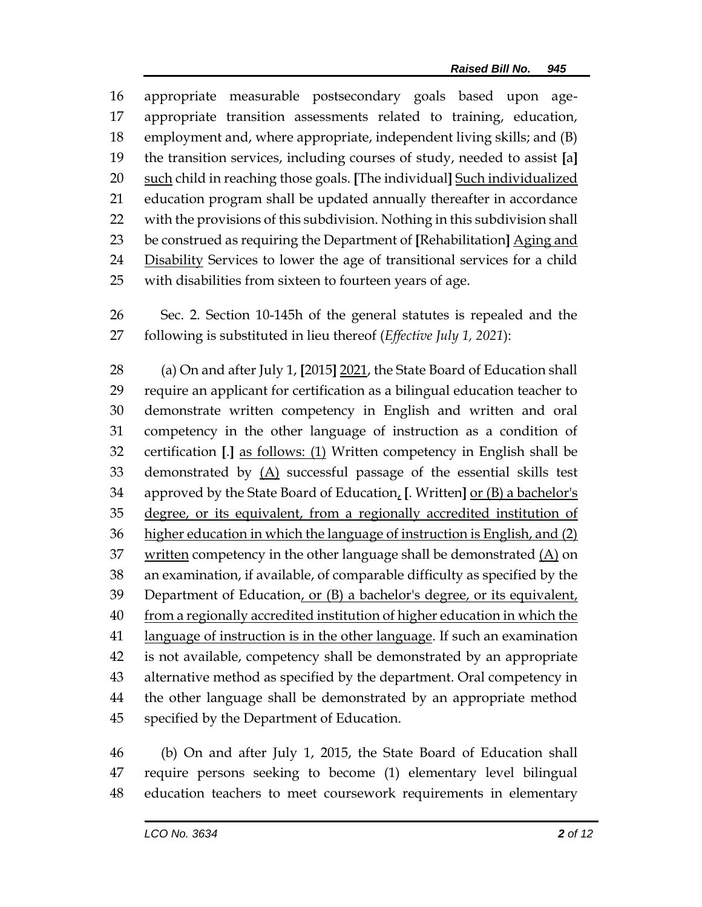appropriate measurable postsecondary goals based upon age-appropriate transition assessments related to training, education, employment and, where appropriate, independent living skills; and (B) the transition services, including courses of study, needed to assist [a] <u>such</u> child in reaching those goals. [The individual] <u>Such individualized</u> education program shall be updated annually thereafter in accordance with the provisions of this subdivision. Nothing in this subdivision shall be construed as requiring the Department of [Rehabilitation] <u>Aging and Disability</u> Services to lower the age of transitional services for a child with disabilities from sixteen to fourteen years of age.

Sec. 2. Section 10-145h of the general statutes is repealed and the following is substituted in lieu thereof (*Effective July 1, 2021*):

(a) On and after July 1, [2015] <u>2021</u>, the State Board of Education shall require an applicant for certification as a bilingual education teacher to demonstrate written competency in English and written and oral competency in the other language of instruction as a condition of certification [.] <u>as follows: (1)</u> Written competency in English shall be demonstrated by <u>(A)</u> successful passage of the essential skills test approved by the State Board of Education<u>,</u> [. Written] <u>or (B) a bachelor's degree, or its equivalent, from a regionally accredited institution of higher education in which the language of instruction is English, and (2) written</u> competency in the other language shall be demonstrated <u>(A)</u> on an examination, if available, of comparable difficulty as specified by the Department of Education<u>, or (B) a bachelor's degree, or its equivalent, from a regionally accredited institution of higher education in which the language of instruction is in the other language</u>. If such an examination is not available, competency shall be demonstrated by an appropriate alternative method as specified by the department. Oral competency in the other language shall be demonstrated by an appropriate method specified by the Department of Education.

(b) On and after July 1, 2015, the State Board of Education shall require persons seeking to become (1) elementary level bilingual education teachers to meet coursework requirements in elementary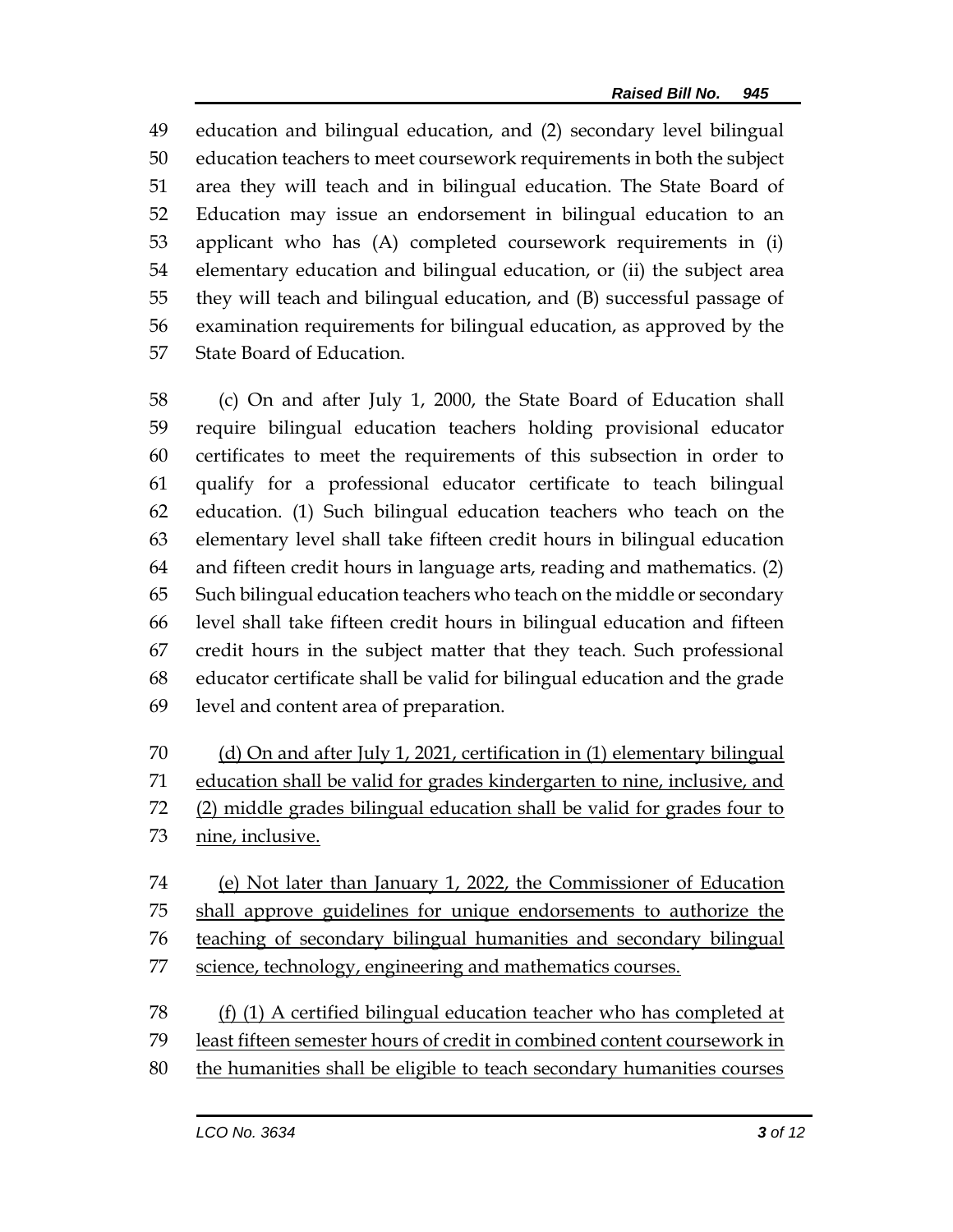education and bilingual education, and (2) secondary level bilingual education teachers to meet coursework requirements in both the subject area they will teach and in bilingual education. The State Board of Education may issue an endorsement in bilingual education to an applicant who has (A) completed coursework requirements in (i) elementary education and bilingual education, or (ii) the subject area they will teach and bilingual education, and (B) successful passage of examination requirements for bilingual education, as approved by the State Board of Education.

(c) On and after July 1, 2000, the State Board of Education shall require bilingual education teachers holding provisional educator certificates to meet the requirements of this subsection in order to qualify for a professional educator certificate to teach bilingual education. (1) Such bilingual education teachers who teach on the elementary level shall take fifteen credit hours in bilingual education and fifteen credit hours in language arts, reading and mathematics. (2) Such bilingual education teachers who teach on the middle or secondary level shall take fifteen credit hours in bilingual education and fifteen credit hours in the subject matter that they teach. Such professional educator certificate shall be valid for bilingual education and the grade level and content area of preparation.

<u>(d) On and after July 1, 2021, certification in (1) elementary bilingual education shall be valid for grades kindergarten to nine, inclusive, and (2) middle grades bilingual education shall be valid for grades four to nine, inclusive.</u>

<u>(e) Not later than January 1, 2022, the Commissioner of Education shall approve guidelines for unique endorsements to authorize the teaching of secondary bilingual humanities and secondary bilingual science, technology, engineering and mathematics courses.</u>

<u>(f) (1) A certified bilingual education teacher who has completed at least fifteen semester hours of credit in combined content coursework in the humanities shall be eligible to teach secondary humanities courses</u>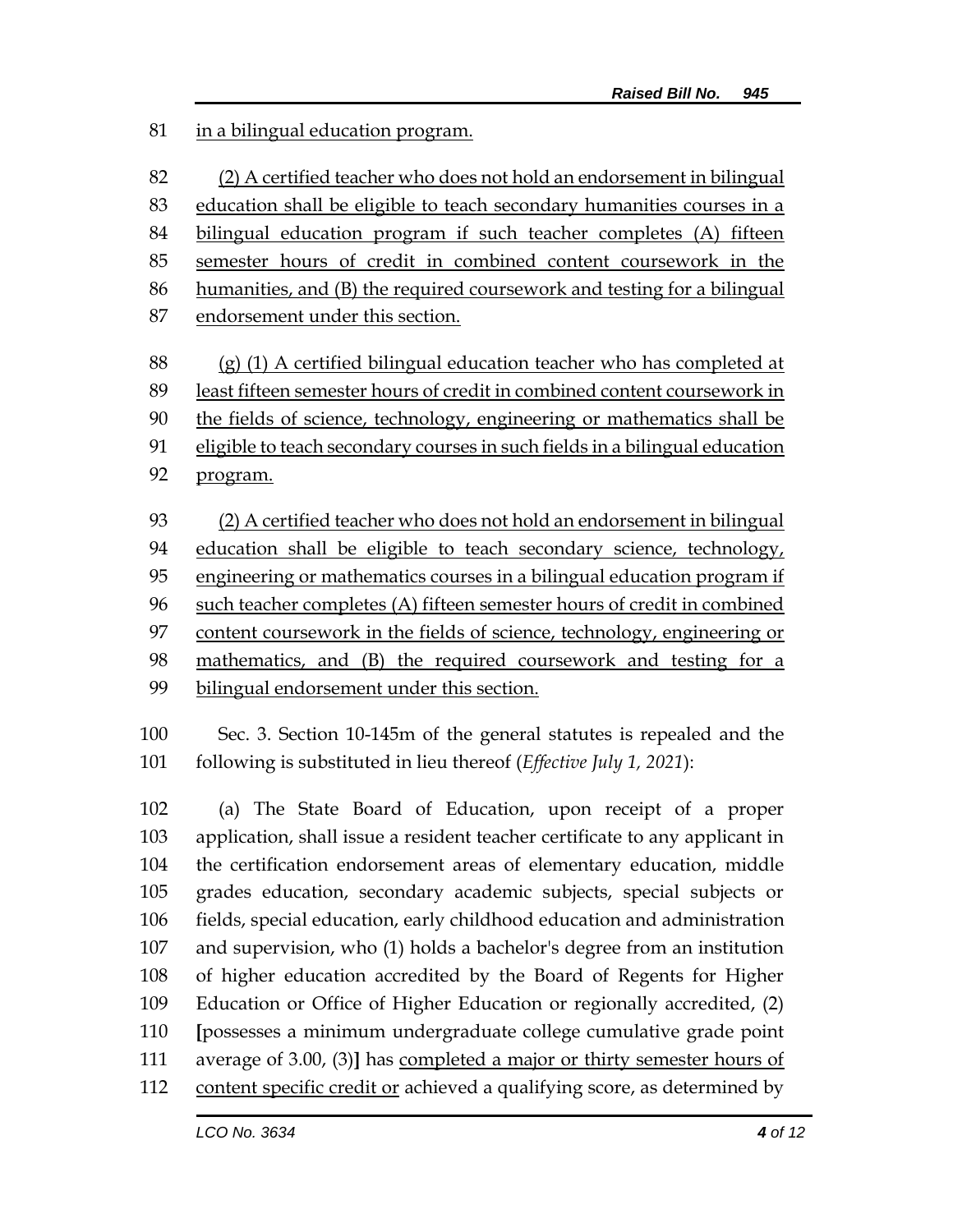in a bilingual education program.

(2) A certified teacher who does not hold an endorsement in bilingual education shall be eligible to teach secondary humanities courses in a bilingual education program if such teacher completes (A) fifteen semester hours of credit in combined content coursework in the humanities, and (B) the required coursework and testing for a bilingual endorsement under this section.

(g) (1) A certified bilingual education teacher who has completed at least fifteen semester hours of credit in combined content coursework in the fields of science, technology, engineering or mathematics shall be eligible to teach secondary courses in such fields in a bilingual education program.

(2) A certified teacher who does not hold an endorsement in bilingual education shall be eligible to teach secondary science, technology, engineering or mathematics courses in a bilingual education program if such teacher completes (A) fifteen semester hours of credit in combined content coursework in the fields of science, technology, engineering or mathematics, and (B) the required coursework and testing for a bilingual endorsement under this section.

Sec. 3. Section 10-145m of the general statutes is repealed and the following is substituted in lieu thereof (*Effective July 1, 2021*):

(a) The State Board of Education, upon receipt of a proper application, shall issue a resident teacher certificate to any applicant in the certification endorsement areas of elementary education, middle grades education, secondary academic subjects, special subjects or fields, special education, early childhood education and administration and supervision, who (1) holds a bachelor's degree from an institution of higher education accredited by the Board of Regents for Higher Education or Office of Higher Education or regionally accredited, (2) **[**possesses a minimum undergraduate college cumulative grade point average of 3.00, (3)**]** has completed a major or thirty semester hours of content specific credit or achieved a qualifying score, as determined by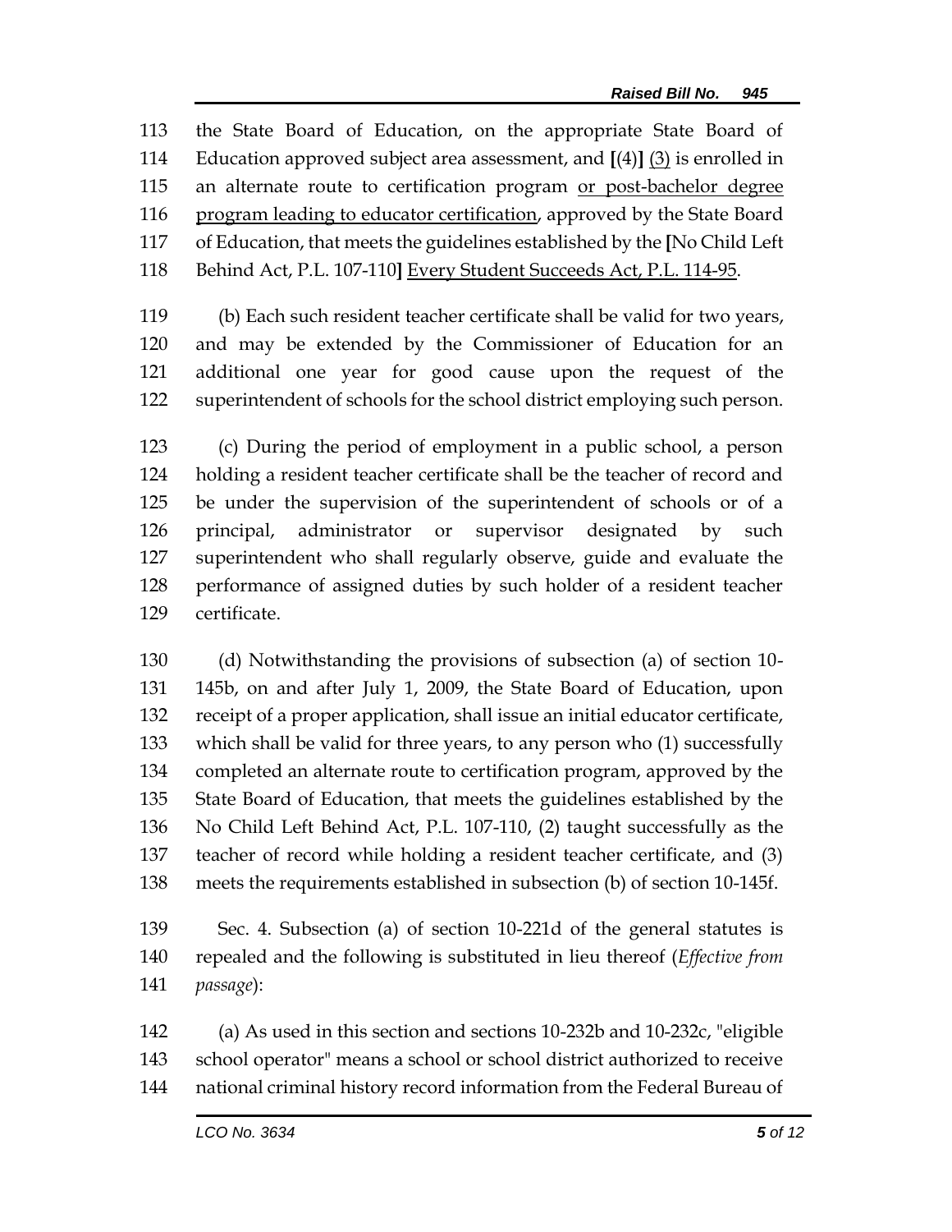the State Board of Education, on the appropriate State Board of Education approved subject area assessment, and [(4)] <u>(3)</u> is enrolled in an alternate route to certification program <u>or post-bachelor degree program leading to educator certification</u>, approved by the State Board of Education, that meets the guidelines established by the [No Child Left Behind Act, P.L. 107-110] <u>Every Student Succeeds Act, P.L. 114-95</u>.

(b) Each such resident teacher certificate shall be valid for two years, and may be extended by the Commissioner of Education for an additional one year for good cause upon the request of the superintendent of schools for the school district employing such person.

(c) During the period of employment in a public school, a person holding a resident teacher certificate shall be the teacher of record and be under the supervision of the superintendent of schools or of a principal, administrator or supervisor designated by such superintendent who shall regularly observe, guide and evaluate the performance of assigned duties by such holder of a resident teacher certificate.

(d) Notwithstanding the provisions of subsection (a) of section 10-145b, on and after July 1, 2009, the State Board of Education, upon receipt of a proper application, shall issue an initial educator certificate, which shall be valid for three years, to any person who (1) successfully completed an alternate route to certification program, approved by the State Board of Education, that meets the guidelines established by the No Child Left Behind Act, P.L. 107-110, (2) taught successfully as the teacher of record while holding a resident teacher certificate, and (3) meets the requirements established in subsection (b) of section 10-145f.

Sec. 4. Subsection (a) of section 10-221d of the general statutes is repealed and the following is substituted in lieu thereof (*Effective from passage*):

(a) As used in this section and sections 10-232b and 10-232c, "eligible school operator" means a school or school district authorized to receive national criminal history record information from the Federal Bureau of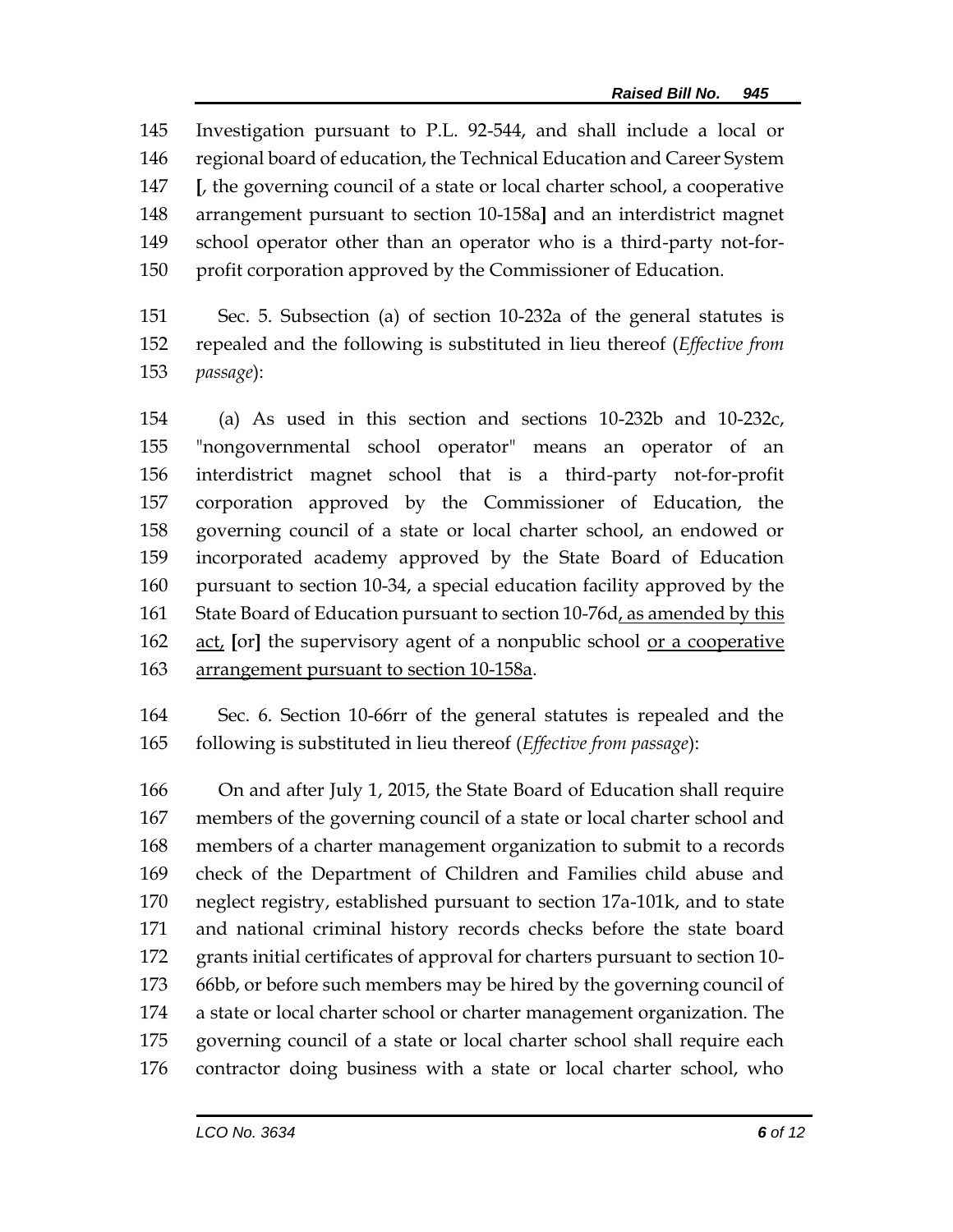Investigation pursuant to P.L. 92-544, and shall include a local or regional board of education, the Technical Education and Career System [, the governing council of a state or local charter school, a cooperative arrangement pursuant to section 10-158a] and an interdistrict magnet school operator other than an operator who is a third-party not-for-profit corporation approved by the Commissioner of Education.

Sec. 5. Subsection (a) of section 10-232a of the general statutes is repealed and the following is substituted in lieu thereof (*Effective from passage*):

(a) As used in this section and sections 10-232b and 10-232c, "nongovernmental school operator" means an operator of an interdistrict magnet school that is a third-party not-for-profit corporation approved by the Commissioner of Education, the governing council of a state or local charter school, an endowed or incorporated academy approved by the State Board of Education pursuant to section 10-34, a special education facility approved by the State Board of Education pursuant to section 10-76d<u>, as amended by this act,</u> [or] the supervisory agent of a nonpublic school <u>or a cooperative arrangement pursuant to section 10-158a</u>.

Sec. 6. Section 10-66rr of the general statutes is repealed and the following is substituted in lieu thereof (*Effective from passage*):

On and after July 1, 2015, the State Board of Education shall require members of the governing council of a state or local charter school and members of a charter management organization to submit to a records check of the Department of Children and Families child abuse and neglect registry, established pursuant to section 17a-101k, and to state and national criminal history records checks before the state board grants initial certificates of approval for charters pursuant to section 10-66bb, or before such members may be hired by the governing council of a state or local charter school or charter management organization. The governing council of a state or local charter school shall require each contractor doing business with a state or local charter school, who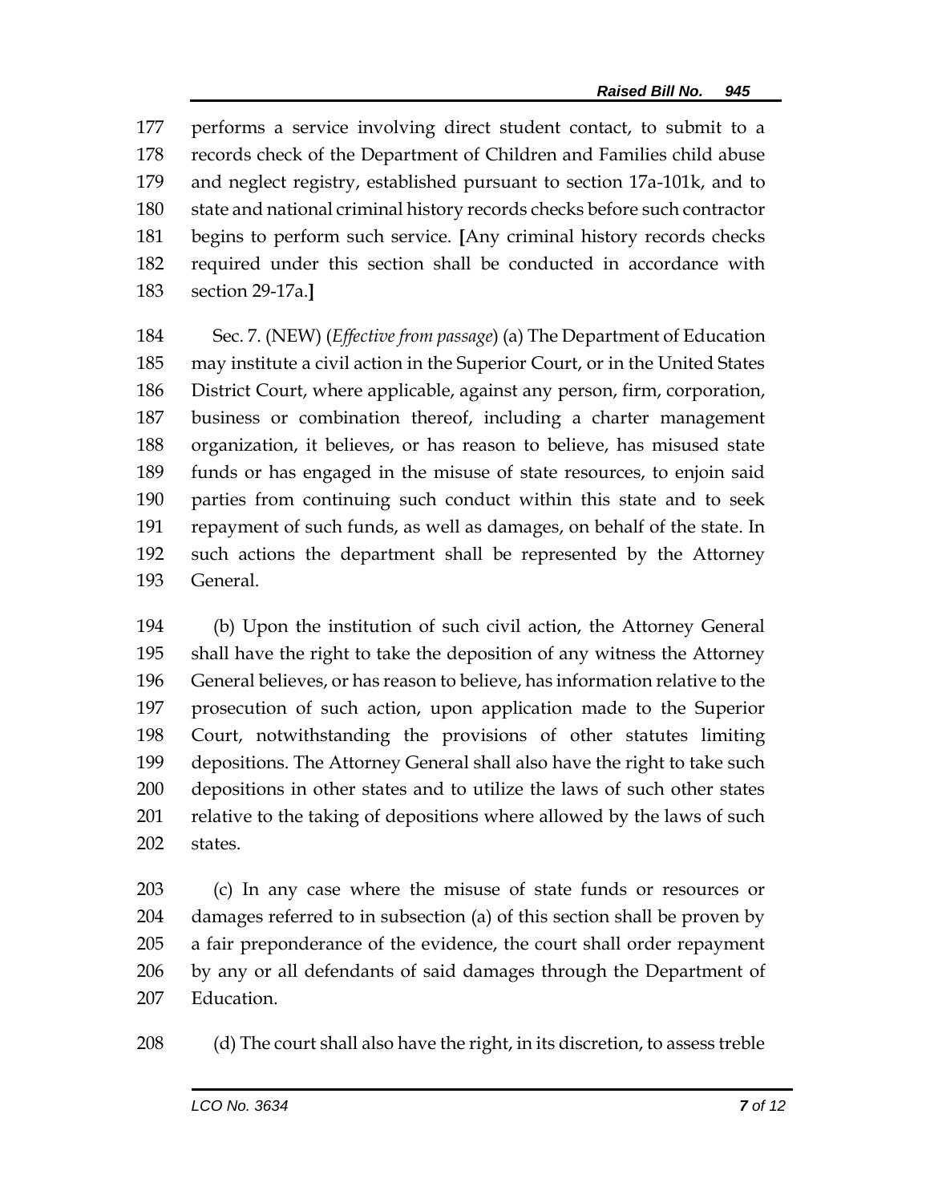177 performs a service involving direct student contact, to submit to a
178 records check of the Department of Children and Families child abuse
179 and neglect registry, established pursuant to section 17a-101k, and to
180 state and national criminal history records checks before such contractor
181 begins to perform such service. **[**Any criminal history records checks
182 required under this section shall be conducted in accordance with
183 section 29-17a.**]**

184 Sec. 7. (NEW) (*Effective from passage*) (a) The Department of Education
185 may institute a civil action in the Superior Court, or in the United States
186 District Court, where applicable, against any person, firm, corporation,
187 business or combination thereof, including a charter management
188 organization, it believes, or has reason to believe, has misused state
189 funds or has engaged in the misuse of state resources, to enjoin said
190 parties from continuing such conduct within this state and to seek
191 repayment of such funds, as well as damages, on behalf of the state. In
192 such actions the department shall be represented by the Attorney
193 General.

194 (b) Upon the institution of such civil action, the Attorney General
195 shall have the right to take the deposition of any witness the Attorney
196 General believes, or has reason to believe, has information relative to the
197 prosecution of such action, upon application made to the Superior
198 Court, notwithstanding the provisions of other statutes limiting
199 depositions. The Attorney General shall also have the right to take such
200 depositions in other states and to utilize the laws of such other states
201 relative to the taking of depositions where allowed by the laws of such
202 states.

203 (c) In any case where the misuse of state funds or resources or
204 damages referred to in subsection (a) of this section shall be proven by
205 a fair preponderance of the evidence, the court shall order repayment
206 by any or all defendants of said damages through the Department of
207 Education.

208 (d) The court shall also have the right, in its discretion, to assess treble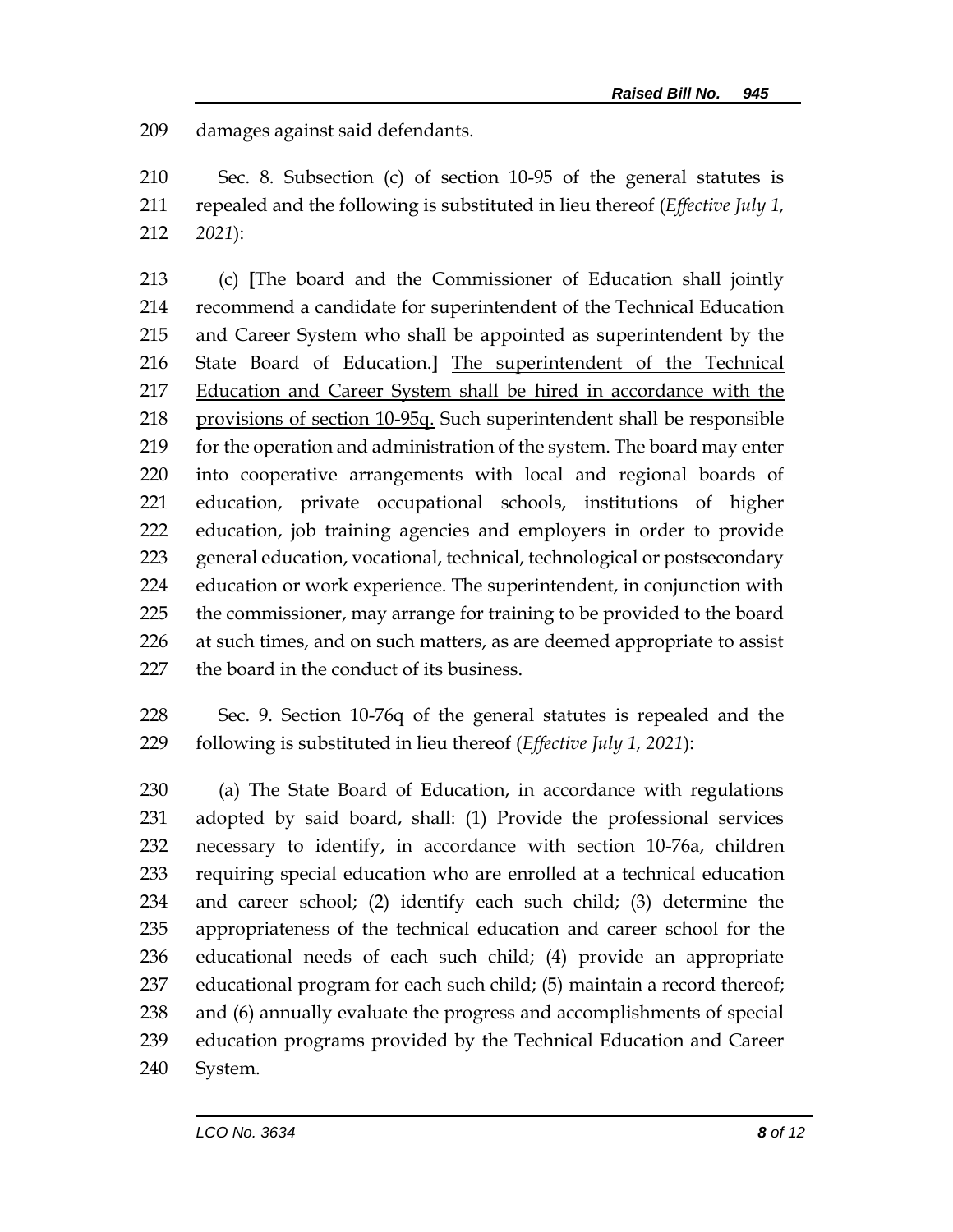damages against said defendants.

Sec. 8. Subsection (c) of section 10-95 of the general statutes is repealed and the following is substituted in lieu thereof (*Effective July 1, 2021*):

(c) **[**The board and the Commissioner of Education shall jointly recommend a candidate for superintendent of the Technical Education and Career System who shall be appointed as superintendent by the State Board of Education.**]** <u>The superintendent of the Technical Education and Career System shall be hired in accordance with the provisions of section 10-95q.</u> Such superintendent shall be responsible for the operation and administration of the system. The board may enter into cooperative arrangements with local and regional boards of education, private occupational schools, institutions of higher education, job training agencies and employers in order to provide general education, vocational, technical, technological or postsecondary education or work experience. The superintendent, in conjunction with the commissioner, may arrange for training to be provided to the board at such times, and on such matters, as are deemed appropriate to assist the board in the conduct of its business.

Sec. 9. Section 10-76q of the general statutes is repealed and the following is substituted in lieu thereof (*Effective July 1, 2021*):

(a) The State Board of Education, in accordance with regulations adopted by said board, shall: (1) Provide the professional services necessary to identify, in accordance with section 10-76a, children requiring special education who are enrolled at a technical education and career school; (2) identify each such child; (3) determine the appropriateness of the technical education and career school for the educational needs of each such child; (4) provide an appropriate educational program for each such child; (5) maintain a record thereof; and (6) annually evaluate the progress and accomplishments of special education programs provided by the Technical Education and Career System.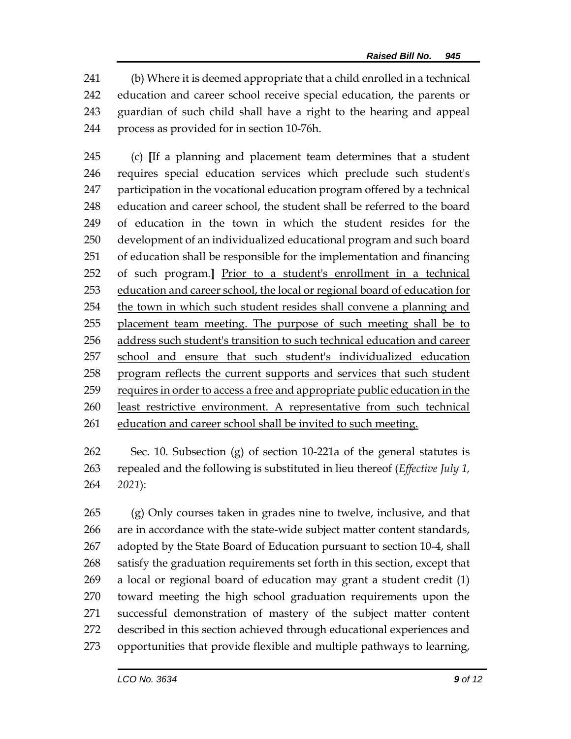(b) Where it is deemed appropriate that a child enrolled in a technical education and career school receive special education, the parents or guardian of such child shall have a right to the hearing and appeal process as provided for in section 10-76h.

(c) **[**If a planning and placement team determines that a student requires special education services which preclude such student's participation in the vocational education program offered by a technical education and career school, the student shall be referred to the board of education in the town in which the student resides for the development of an individualized educational program and such board of education shall be responsible for the implementation and financing of such program.**]** <u>Prior to a student's enrollment in a technical education and career school, the local or regional board of education for the town in which such student resides shall convene a planning and placement team meeting. The purpose of such meeting shall be to address such student's transition to such technical education and career school and ensure that such student's individualized education program reflects the current supports and services that such student requires in order to access a free and appropriate public education in the least restrictive environment. A representative from such technical education and career school shall be invited to such meeting.</u>

Sec. 10. Subsection (g) of section 10-221a of the general statutes is repealed and the following is substituted in lieu thereof (*Effective July 1, 2021*):

(g) Only courses taken in grades nine to twelve, inclusive, and that are in accordance with the state-wide subject matter content standards, adopted by the State Board of Education pursuant to section 10-4, shall satisfy the graduation requirements set forth in this section, except that a local or regional board of education may grant a student credit (1) toward meeting the high school graduation requirements upon the successful demonstration of mastery of the subject matter content described in this section achieved through educational experiences and opportunities that provide flexible and multiple pathways to learning,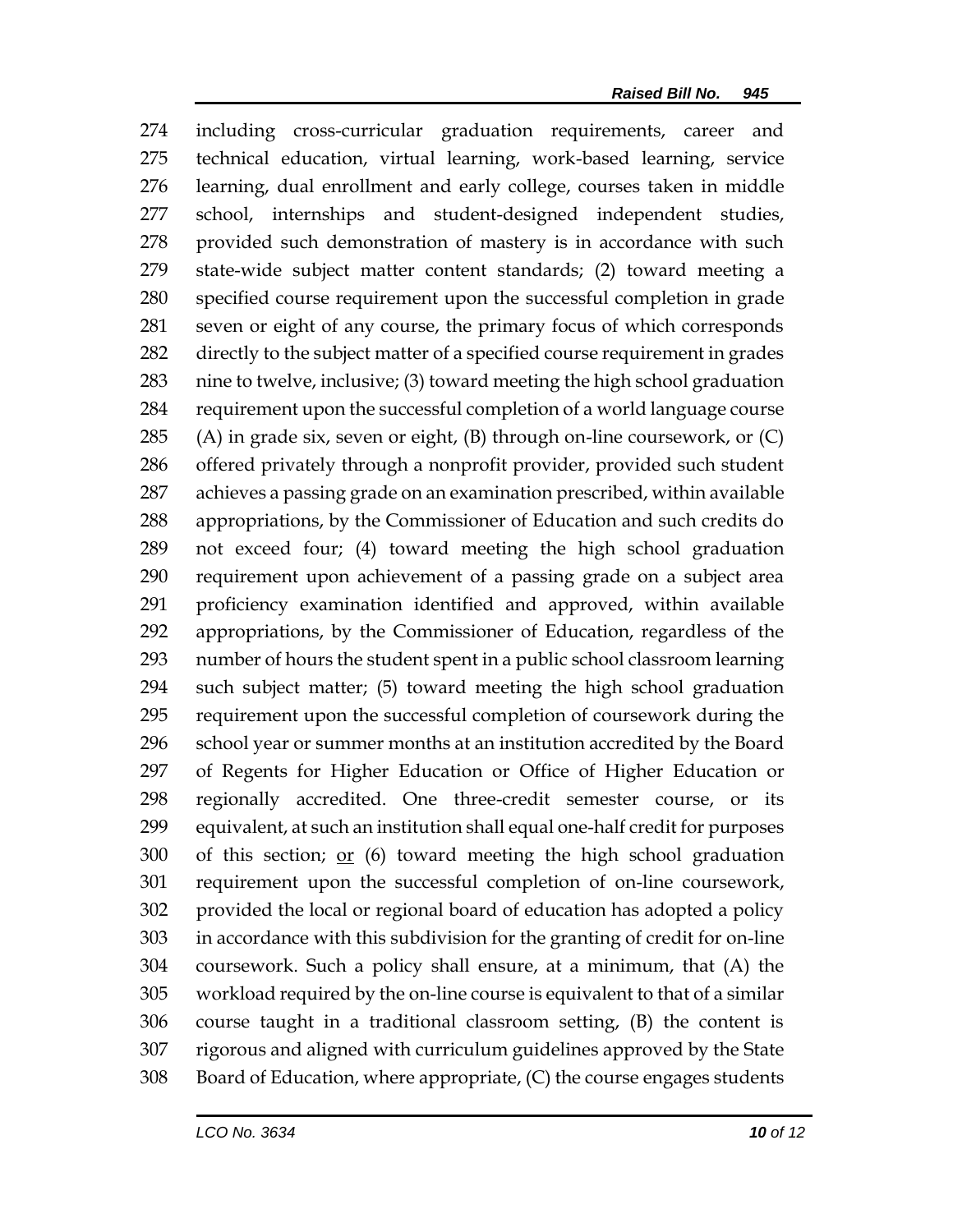274 including cross-curricular graduation requirements, career and
275 technical education, virtual learning, work-based learning, service
276 learning, dual enrollment and early college, courses taken in middle
277 school, internships and student-designed independent studies,
278 provided such demonstration of mastery is in accordance with such
279 state-wide subject matter content standards; (2) toward meeting a
280 specified course requirement upon the successful completion in grade
281 seven or eight of any course, the primary focus of which corresponds
282 directly to the subject matter of a specified course requirement in grades
283 nine to twelve, inclusive; (3) toward meeting the high school graduation
284 requirement upon the successful completion of a world language course
285 (A) in grade six, seven or eight, (B) through on-line coursework, or (C)
286 offered privately through a nonprofit provider, provided such student
287 achieves a passing grade on an examination prescribed, within available
288 appropriations, by the Commissioner of Education and such credits do
289 not exceed four; (4) toward meeting the high school graduation
290 requirement upon achievement of a passing grade on a subject area
291 proficiency examination identified and approved, within available
292 appropriations, by the Commissioner of Education, regardless of the
293 number of hours the student spent in a public school classroom learning
294 such subject matter; (5) toward meeting the high school graduation
295 requirement upon the successful completion of coursework during the
296 school year or summer months at an institution accredited by the Board
297 of Regents for Higher Education or Office of Higher Education or
298 regionally accredited. One three-credit semester course, or its
299 equivalent, at such an institution shall equal one-half credit for purposes
300 of this section; <u>or</u> (6) toward meeting the high school graduation
301 requirement upon the successful completion of on-line coursework,
302 provided the local or regional board of education has adopted a policy
303 in accordance with this subdivision for the granting of credit for on-line
304 coursework. Such a policy shall ensure, at a minimum, that (A) the
305 workload required by the on-line course is equivalent to that of a similar
306 course taught in a traditional classroom setting, (B) the content is
307 rigorous and aligned with curriculum guidelines approved by the State
308 Board of Education, where appropriate, (C) the course engages students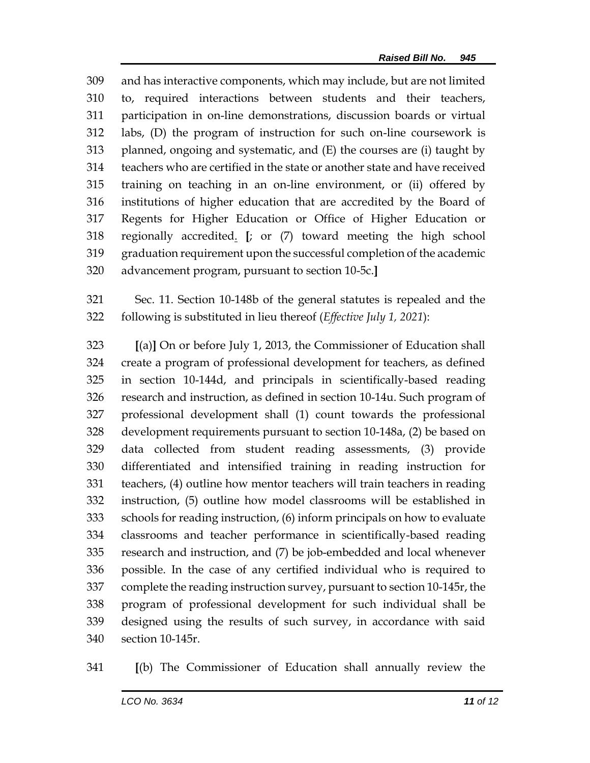309 and has interactive components, which may include, but are not limited
310 to, required interactions between students and their teachers,
311 participation in on-line demonstrations, discussion boards or virtual
312 labs, (D) the program of instruction for such on-line coursework is
313 planned, ongoing and systematic, and (E) the courses are (i) taught by
314 teachers who are certified in the state or another state and have received
315 training on teaching in an on-line environment, or (ii) offered by
316 institutions of higher education that are accredited by the Board of
317 Regents for Higher Education or Office of Higher Education or
318 regionally accredited. [; or (7) toward meeting the high school
319 graduation requirement upon the successful completion of the academic
320 advancement program, pursuant to section 10-5c.]

321 Sec. 11. Section 10-148b of the general statutes is repealed and the
322 following is substituted in lieu thereof (*Effective July 1, 2021*):

323 [(a)] On or before July 1, 2013, the Commissioner of Education shall
324 create a program of professional development for teachers, as defined
325 in section 10-144d, and principals in scientifically-based reading
326 research and instruction, as defined in section 10-14u. Such program of
327 professional development shall (1) count towards the professional
328 development requirements pursuant to section 10-148a, (2) be based on
329 data collected from student reading assessments, (3) provide
330 differentiated and intensified training in reading instruction for
331 teachers, (4) outline how mentor teachers will train teachers in reading
332 instruction, (5) outline how model classrooms will be established in
333 schools for reading instruction, (6) inform principals on how to evaluate
334 classrooms and teacher performance in scientifically-based reading
335 research and instruction, and (7) be job-embedded and local whenever
336 possible. In the case of any certified individual who is required to
337 complete the reading instruction survey, pursuant to section 10-145r, the
338 program of professional development for such individual shall be
339 designed using the results of such survey, in accordance with said
340 section 10-145r.

341 [(b) The Commissioner of Education shall annually review the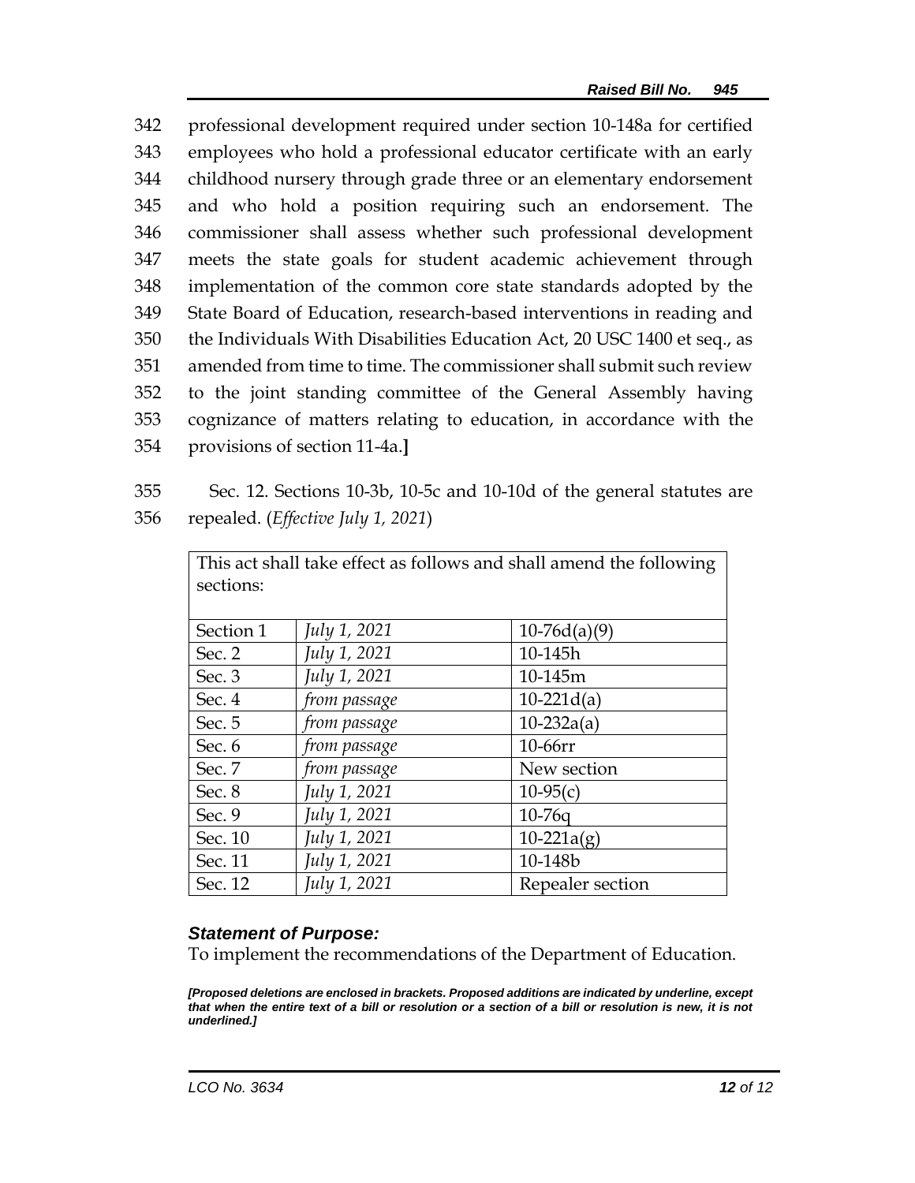342 professional development required under section 10-148a for certified
343 employees who hold a professional educator certificate with an early
344 childhood nursery through grade three or an elementary endorsement
345 and who hold a position requiring such an endorsement. The
346 commissioner shall assess whether such professional development
347 meets the state goals for student academic achievement through
348 implementation of the common core state standards adopted by the
349 State Board of Education, research-based interventions in reading and
350 the Individuals With Disabilities Education Act, 20 USC 1400 et seq., as
351 amended from time to time. The commissioner shall submit such review
352 to the joint standing committee of the General Assembly having
353 cognizance of matters relating to education, in accordance with the
354 provisions of section 11-4a.**]**

355 Sec. 12. Sections 10-3b, 10-5c and 10-10d of the general statutes are
356 repealed. (*Effective July 1, 2021*)

| This act shall take effect as follows and shall amend the following sections: | | |
|---|---|---|
| Section 1 | *July 1, 2021* | 10-76d(a)(9) |
| Sec. 2 | *July 1, 2021* | 10-145h |
| Sec. 3 | *July 1, 2021* | 10-145m |
| Sec. 4 | *from passage* | 10-221d(a) |
| Sec. 5 | *from passage* | 10-232a(a) |
| Sec. 6 | *from passage* | 10-66rr |
| Sec. 7 | *from passage* | New section |
| Sec. 8 | *July 1, 2021* | 10-95(c) |
| Sec. 9 | *July 1, 2021* | 10-76q |
| Sec. 10 | *July 1, 2021* | 10-221a(g) |
| Sec. 11 | *July 1, 2021* | 10-148b |
| Sec. 12 | *July 1, 2021* | Repealer section |

### *Statement of Purpose:*

To implement the recommendations of the Department of Education.

***[Proposed deletions are enclosed in brackets. Proposed additions are indicated by underline, except that when the entire text of a bill or resolution or a section of a bill or resolution is new, it is not underlined.]***